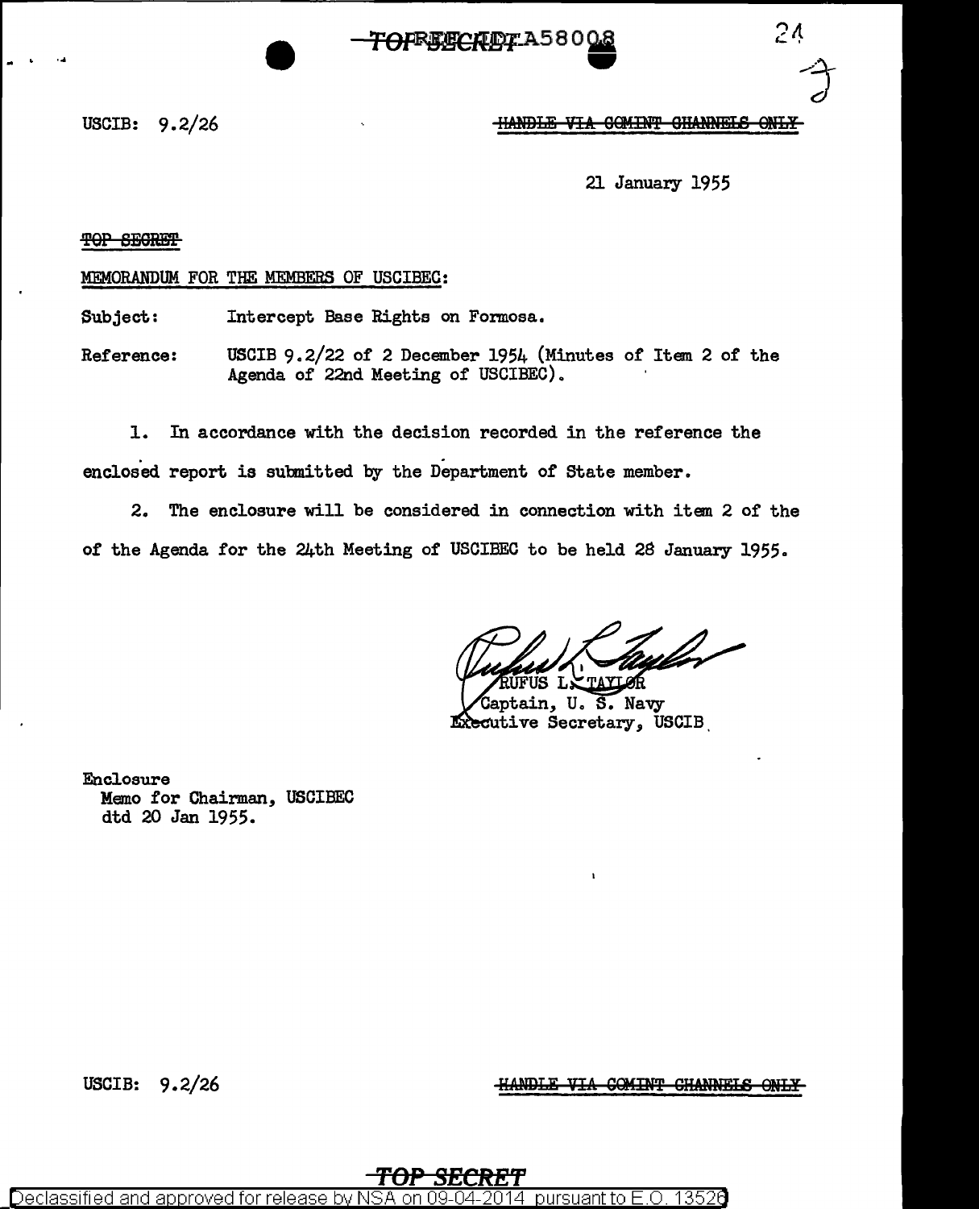USCIB: 9.2/26

~~HANDLE VIA COMINT CHANNELS ONLY~~

21 January 1955

~~TOP SECRET~~

MEMORANDUM FOR THE MEMBERS OF USCIBEC:

Subject: Intercept Base Rights on Formosa.

Reference: USCIB 9.2/22 of 2 December 1954 (Minutes of Item 2 of the Agenda of 22nd Meeting of USCIBEC).

1. In accordance with the decision recorded in the reference the enclosed report is submitted by the Department of State member.

2. The enclosure will be considered in connection with item 2 of the of the Agenda for the 24th Meeting of USCIBEC to be held 28 January 1955.

RUFUS L. TAYLOR
Captain, U. S. Navy
Executive Secretary, USCIB

Enclosure
Memo for Chairman, USCIBEC
dtd 20 Jan 1955.

USCIB: 9.2/26

~~HANDLE VIA COMINT CHANNELS ONLY~~

~~TOP SECRET~~

Declassified and approved for release by NSA on 09-04-2014 pursuant to E.O. 13526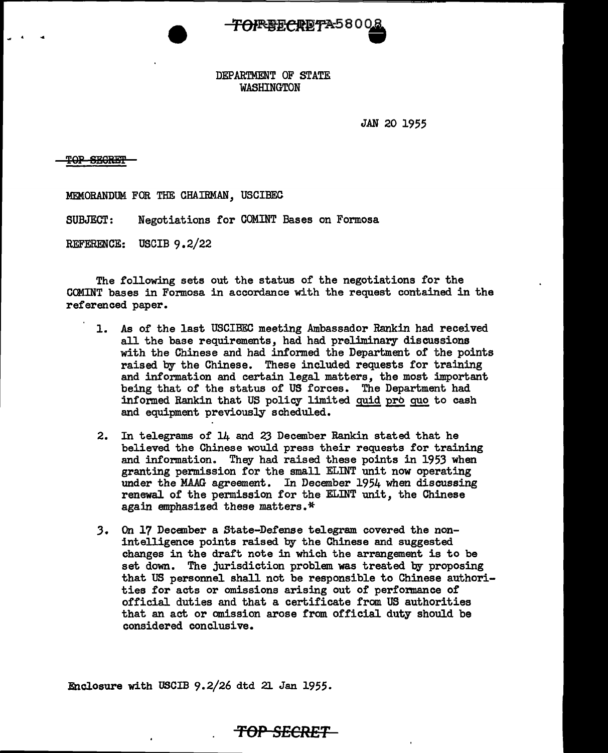DEPARTMENT OF STATE
WASHINGTON

JAN 20 1955

~~TOP SECRET~~

MEMORANDUM FOR THE CHAIRMAN, USCIBEC

SUBJECT: Negotiations for COMINT Bases on Formosa

REFERENCE: USCIB 9.2/22

The following sets out the status of the negotiations for the COMINT bases in Formosa in accordance with the request contained in the referenced paper.

1. As of the last USCIBEC meeting Ambassador Rankin had received all the base requirements, had had preliminary discussions with the Chinese and had informed the Department of the points raised by the Chinese. These included requests for training and information and certain legal matters, the most important being that of the status of US forces. The Department had informed Rankin that US policy limited quid prò quo to cash and equipment previously scheduled.

2. In telegrams of 14 and 23 December Rankin stated that he believed the Chinese would press their requests for training and information. They had raised these points in 1953 when granting permission for the small ELINT unit now operating under the MAAG agreement. In December 1954 when discussing renewal of the permission for the ELINT unit, the Chinese again emphasized these matters.*

3. On 17 December a State-Defense telegram covered the non-intelligence points raised by the Chinese and suggested changes in the draft note in which the arrangement is to be set down. The jurisdiction problem was treated by proposing that US personnel shall not be responsible to Chinese authorities for acts or omissions arising out of performance of official duties and that a certificate from US authorities that an act or omission arose from official duty should be considered conclusive.

Enclosure with USCIB 9.2/26 dtd 21 Jan 1955.

~~TOP SECRET~~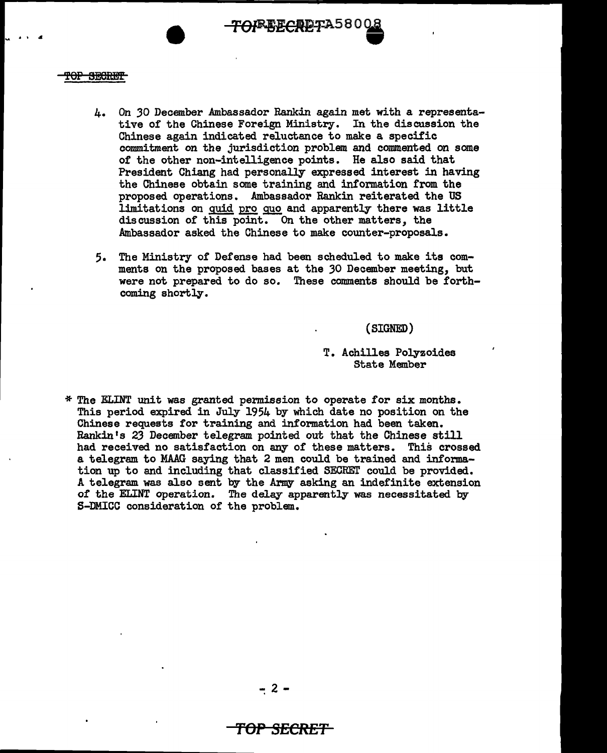TOP SECRET

4. On 30 December Ambassador Rankin again met with a representative of the Chinese Foreign Ministry. In the discussion the Chinese again indicated reluctance to make a specific commitment on the jurisdiction problem and commented on some of the other non-intelligence points. He also said that President Chiang had personally expressed interest in having the Chinese obtain some training and information from the proposed operations. Ambassador Rankin reiterated the US limitations on quid pro quo and apparently there was little discussion of this point. On the other matters, the Ambassador asked the Chinese to make counter-proposals.

5. The Ministry of Defense had been scheduled to make its comments on the proposed bases at the 30 December meeting, but were not prepared to do so. These comments should be forthcoming shortly.

(SIGNED)

T. Achilles Polyzoides
State Member

\* The ELINT unit was granted permission to operate for six months. This period expired in July 1954 by which date no position on the Chinese requests for training and information had been taken. Rankin's 23 December telegram pointed out that the Chinese still had received no satisfaction on any of these matters. This crossed a telegram to MAAG saying that 2 men could be trained and information up to and including that classified SECRET could be provided. A telegram was also sent by the Army asking an indefinite extension of the ELINT operation. The delay apparently was necessitated by S-DMICC consideration of the problem.

TOP SECRET